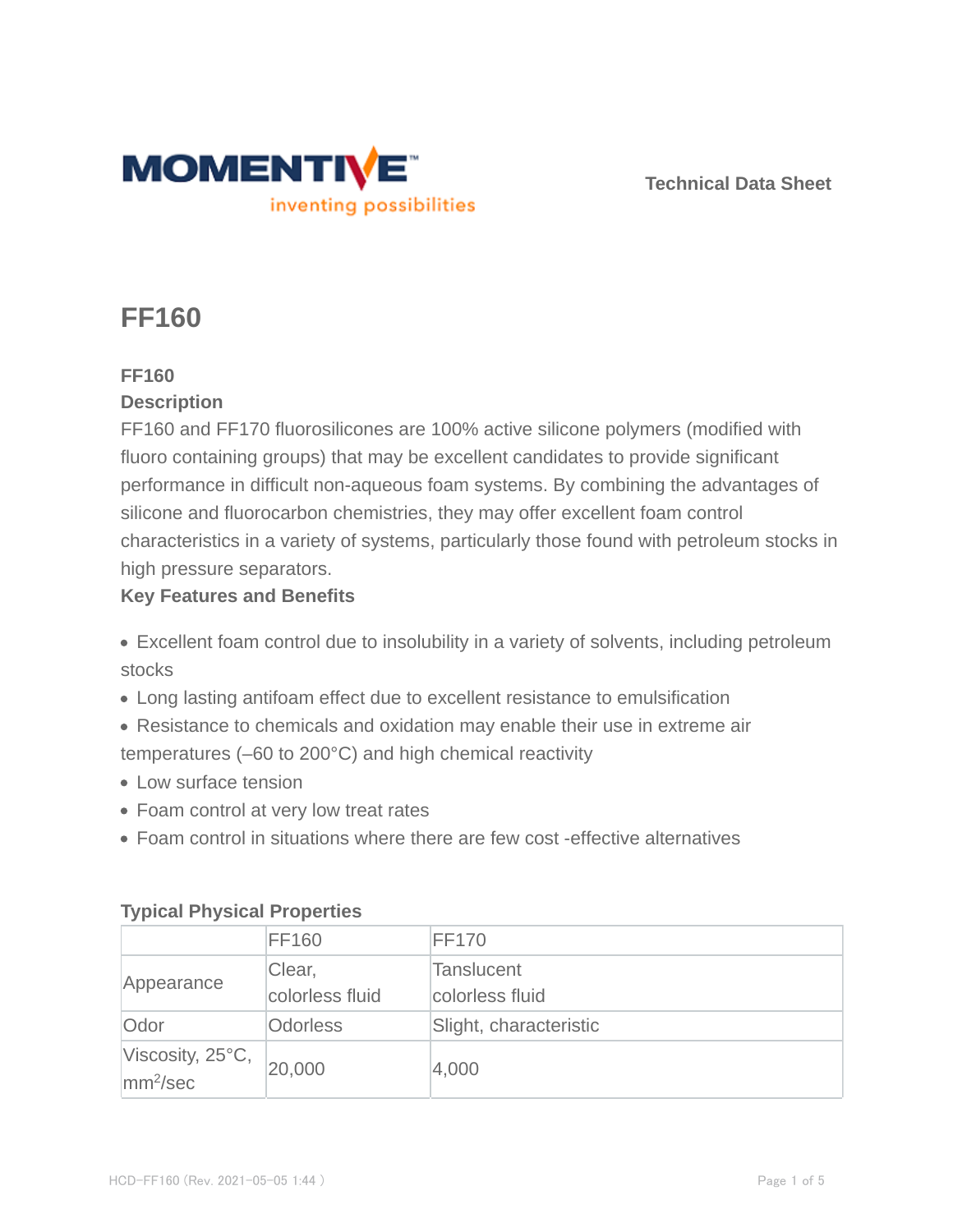Technical Data Sheet

# FF160

### FF160

### Description

FF160 and FF170 fluorosilicones are 100% active silicone polymers (modified with fluoro containing groups) that may be excellent candidates to provide significant performance in difficult non-aqueous foam systems. By combining the advantages of silicone and fluorocarbon chemistries, they may offer excellent foam control characteristics in a variety of systems, particularly those found with petroleum stocks in high pressure separators.

### Key Features and Benefits

- Excellent foam control due to insolubility in a variety of solvents, including petroleum stocks
- Long lasting antifoam effect due to excellent resistance to emulsification
- Resistance to chemicals and oxidation may enable their use in extreme air temperatures (–60 to 200°C) and high chemical reactivity
- Low surface tension
- Foam control at very low treat rates
- Foam control in situations where there are few cost -effective alternatives

### Typical Physical Properties

| | FF160 | FF170 |
|---|---|---|
| Appearance | Clear, colorless fluid | Tanslucent colorless fluid |
| Odor | Odorless | Slight, characteristic |
| Viscosity, 25°C, $mm^2$/sec | 20,000 | 4,000 |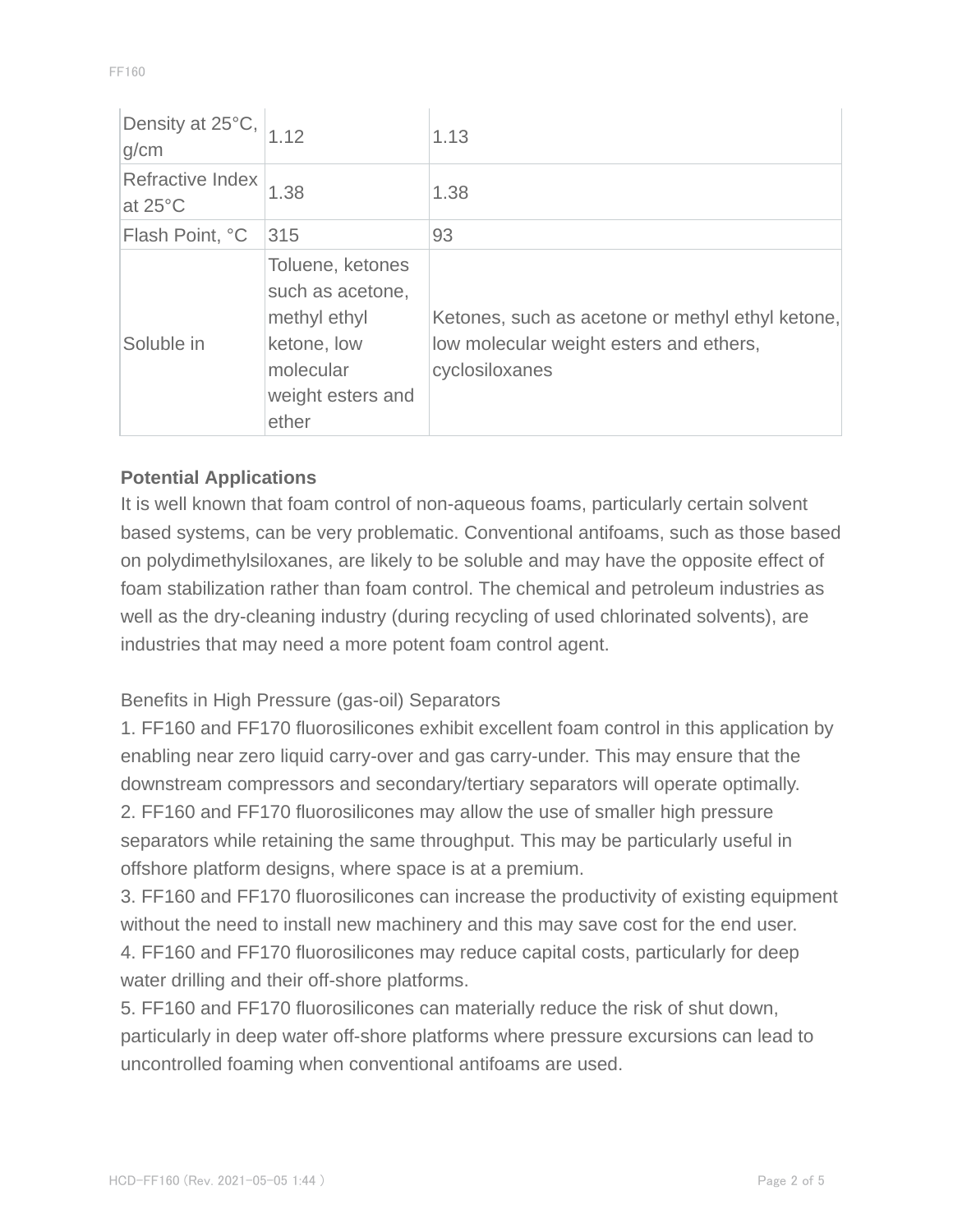| Density at 25°C, g/cm | 1.12 | 1.13 |
|---|---|---|
| Refractive Index at 25°C | 1.38 | 1.38 |
| Flash Point, °C | 315 | 93 |
| Soluble in | Toluene, ketones such as acetone, methyl ethyl ketone, low molecular weight esters and ether | Ketones, such as acetone or methyl ethyl ketone, low molecular weight esters and ethers, cyclosiloxanes |

**Potential Applications**

It is well known that foam control of non-aqueous foams, particularly certain solvent based systems, can be very problematic. Conventional antifoams, such as those based on polydimethylsiloxanes, are likely to be soluble and may have the opposite effect of foam stabilization rather than foam control. The chemical and petroleum industries as well as the dry-cleaning industry (during recycling of used chlorinated solvents), are industries that may need a more potent foam control agent.

Benefits in High Pressure (gas-oil) Separators

1. FF160 and FF170 fluorosilicones exhibit excellent foam control in this application by enabling near zero liquid carry-over and gas carry-under. This may ensure that the downstream compressors and secondary/tertiary separators will operate optimally.
2. FF160 and FF170 fluorosilicones may allow the use of smaller high pressure separators while retaining the same throughput. This may be particularly useful in offshore platform designs, where space is at a premium.
3. FF160 and FF170 fluorosilicones can increase the productivity of existing equipment without the need to install new machinery and this may save cost for the end user.
4. FF160 and FF170 fluorosilicones may reduce capital costs, particularly for deep water drilling and their off-shore platforms.
5. FF160 and FF170 fluorosilicones can materially reduce the risk of shut down, particularly in deep water off-shore platforms where pressure excursions can lead to uncontrolled foaming when conventional antifoams are used.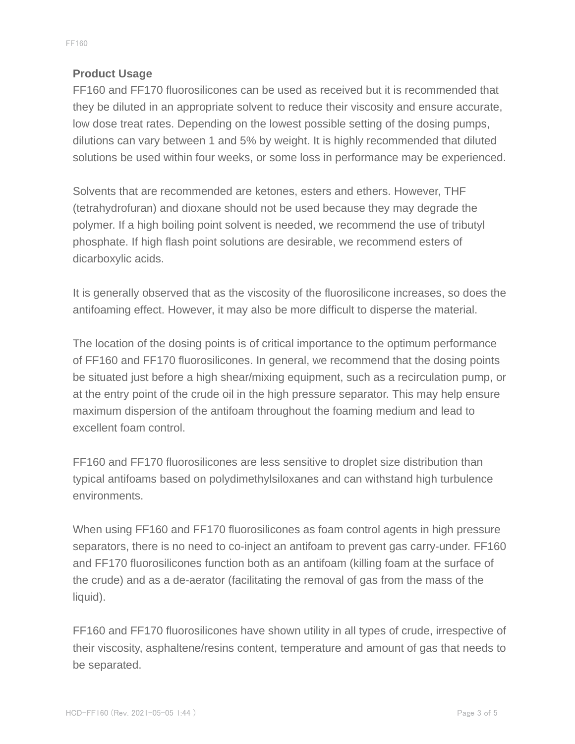**Product Usage**

FF160 and FF170 fluorosilicones can be used as received but it is recommended that they be diluted in an appropriate solvent to reduce their viscosity and ensure accurate, low dose treat rates. Depending on the lowest possible setting of the dosing pumps, dilutions can vary between 1 and 5% by weight. It is highly recommended that diluted solutions be used within four weeks, or some loss in performance may be experienced.

Solvents that are recommended are ketones, esters and ethers. However, THF (tetrahydrofuran) and dioxane should not be used because they may degrade the polymer. If a high boiling point solvent is needed, we recommend the use of tributyl phosphate. If high flash point solutions are desirable, we recommend esters of dicarboxylic acids.

It is generally observed that as the viscosity of the fluorosilicone increases, so does the antifoaming effect. However, it may also be more difficult to disperse the material.

The location of the dosing points is of critical importance to the optimum performance of FF160 and FF170 fluorosilicones. In general, we recommend that the dosing points be situated just before a high shear/mixing equipment, such as a recirculation pump, or at the entry point of the crude oil in the high pressure separator. This may help ensure maximum dispersion of the antifoam throughout the foaming medium and lead to excellent foam control.

FF160 and FF170 fluorosilicones are less sensitive to droplet size distribution than typical antifoams based on polydimethylsiloxanes and can withstand high turbulence environments.

When using FF160 and FF170 fluorosilicones as foam control agents in high pressure separators, there is no need to co-inject an antifoam to prevent gas carry-under. FF160 and FF170 fluorosilicones function both as an antifoam (killing foam at the surface of the crude) and as a de-aerator (facilitating the removal of gas from the mass of the liquid).

FF160 and FF170 fluorosilicones have shown utility in all types of crude, irrespective of their viscosity, asphaltene/resins content, temperature and amount of gas that needs to be separated.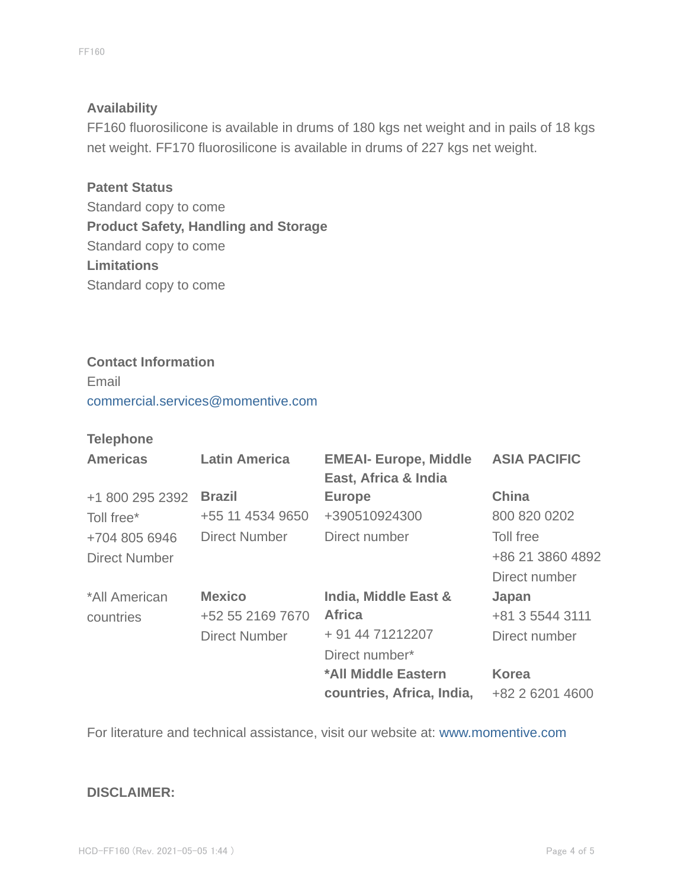### Availability

FF160 fluorosilicone is available in drums of 180 kgs net weight and in pails of 18 kgs net weight. FF170 fluorosilicone is available in drums of 227 kgs net weight.

### Patent Status

Standard copy to come

### Product Safety, Handling and Storage

Standard copy to come

### Limitations

Standard copy to come

### Contact Information

Email

commercial.services@momentive.com

### Telephone

| Americas | Latin America | EMEAI- Europe, Middle East, Africa & India | ASIA PACIFIC |
|---|---|---|---|
| +1 800 295 2392<br>Toll free*<br>+704 805 6946<br>Direct Number | **Brazil**<br>+55 11 4534 9650<br>Direct Number | **Europe**<br>+390510924300<br>Direct number | **China**<br>800 820 0202<br>Toll free<br>+86 21 3860 4892<br>Direct number |
| *All American countries | **Mexico**<br>+52 55 2169 7670<br>Direct Number | **India, Middle East & Africa**<br>+ 91 44 71212207<br>Direct number* | **Japan**<br>+81 3 5544 3111<br>Direct number |
| | | **\*All Middle Eastern countries, Africa, India,** | **Korea**<br>+82 2 6201 4600 |

For literature and technical assistance, visit our website at: www.momentive.com

### DISCLAIMER: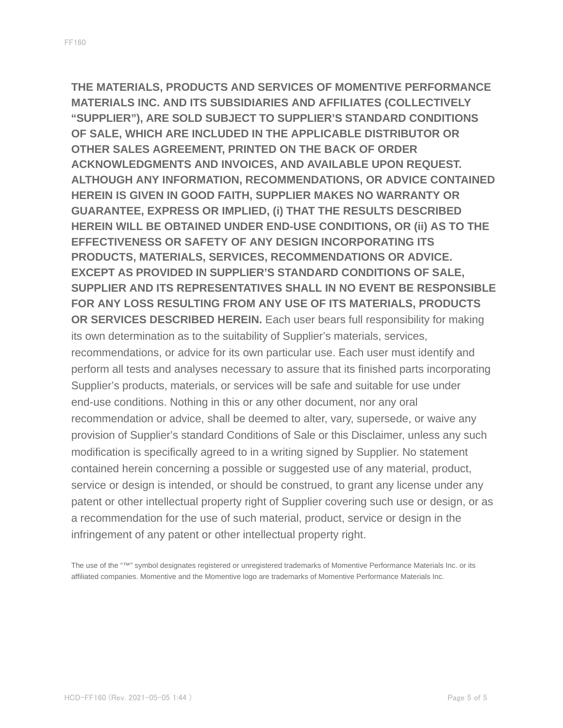**THE MATERIALS, PRODUCTS AND SERVICES OF MOMENTIVE PERFORMANCE MATERIALS INC. AND ITS SUBSIDIARIES AND AFFILIATES (COLLECTIVELY "SUPPLIER"), ARE SOLD SUBJECT TO SUPPLIER'S STANDARD CONDITIONS OF SALE, WHICH ARE INCLUDED IN THE APPLICABLE DISTRIBUTOR OR OTHER SALES AGREEMENT, PRINTED ON THE BACK OF ORDER ACKNOWLEDGMENTS AND INVOICES, AND AVAILABLE UPON REQUEST. ALTHOUGH ANY INFORMATION, RECOMMENDATIONS, OR ADVICE CONTAINED HEREIN IS GIVEN IN GOOD FAITH, SUPPLIER MAKES NO WARRANTY OR GUARANTEE, EXPRESS OR IMPLIED, (i) THAT THE RESULTS DESCRIBED HEREIN WILL BE OBTAINED UNDER END-USE CONDITIONS, OR (ii) AS TO THE EFFECTIVENESS OR SAFETY OF ANY DESIGN INCORPORATING ITS PRODUCTS, MATERIALS, SERVICES, RECOMMENDATIONS OR ADVICE. EXCEPT AS PROVIDED IN SUPPLIER'S STANDARD CONDITIONS OF SALE, SUPPLIER AND ITS REPRESENTATIVES SHALL IN NO EVENT BE RESPONSIBLE FOR ANY LOSS RESULTING FROM ANY USE OF ITS MATERIALS, PRODUCTS OR SERVICES DESCRIBED HEREIN.** Each user bears full responsibility for making its own determination as to the suitability of Supplier's materials, services, recommendations, or advice for its own particular use. Each user must identify and perform all tests and analyses necessary to assure that its finished parts incorporating Supplier's products, materials, or services will be safe and suitable for use under end-use conditions. Nothing in this or any other document, nor any oral recommendation or advice, shall be deemed to alter, vary, supersede, or waive any provision of Supplier's standard Conditions of Sale or this Disclaimer, unless any such modification is specifically agreed to in a writing signed by Supplier. No statement contained herein concerning a possible or suggested use of any material, product, service or design is intended, or should be construed, to grant any license under any patent or other intellectual property right of Supplier covering such use or design, or as a recommendation for the use of such material, product, service or design in the infringement of any patent or other intellectual property right.

The use of the "™" symbol designates registered or unregistered trademarks of Momentive Performance Materials Inc. or its affiliated companies. Momentive and the Momentive logo are trademarks of Momentive Performance Materials Inc.